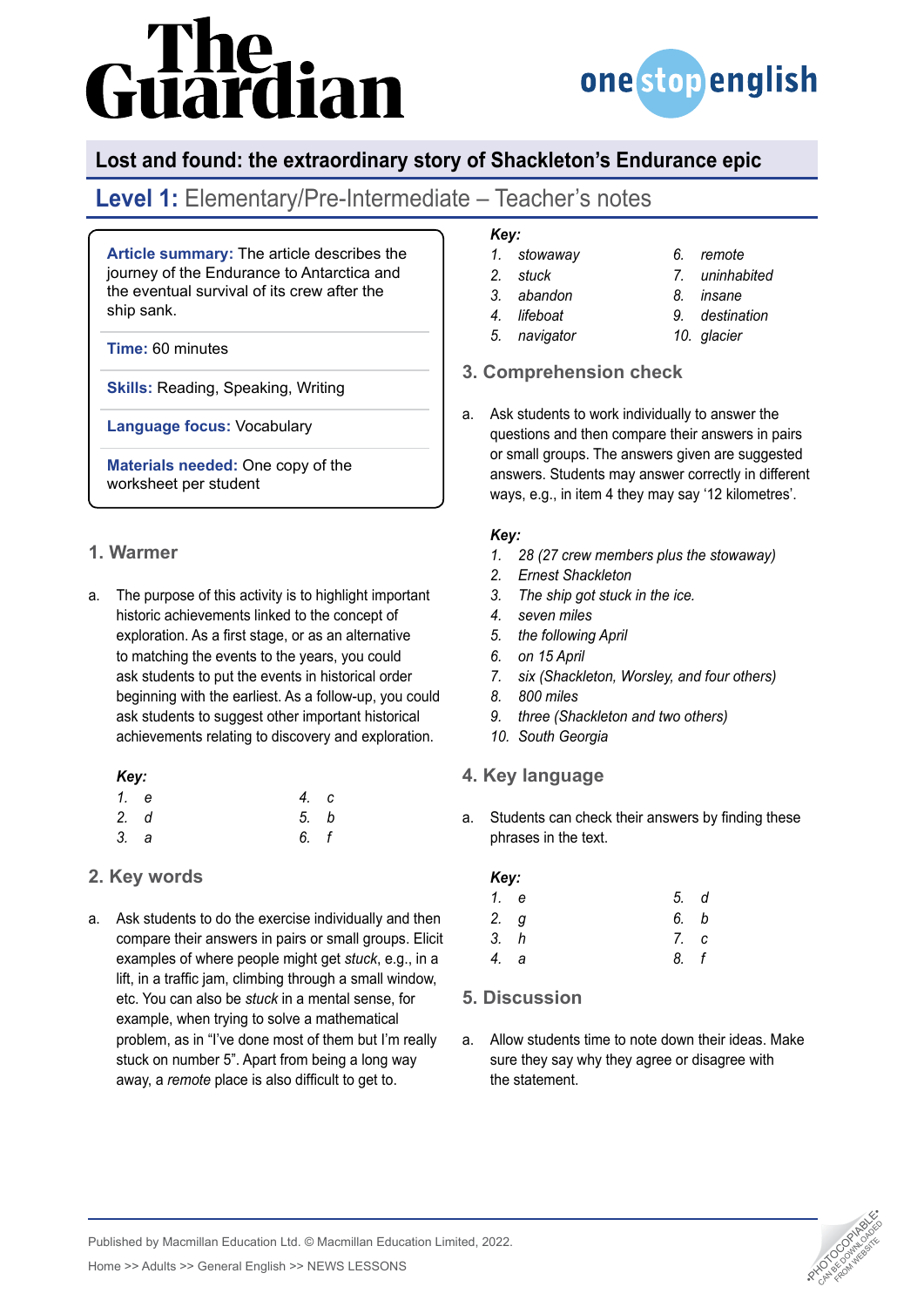# Lost and found: the extraordinary story of Shackleton's Endurance epic

## Level 1: Elementary/Pre-Intermediate – Teacher's notes

**Article summary:** The article describes the journey of the Endurance to Antarctica and the eventual survival of its crew after the ship sank.

**Time:** 60 minutes

**Skills:** Reading, Speaking, Writing

**Language focus:** Vocabulary

**Materials needed:** One copy of the worksheet per student

### 1. Warmer

a. The purpose of this activity is to highlight important historic achievements linked to the concept of exploration. As a first stage, or as an alternative to matching the events to the years, you could ask students to put the events in historical order beginning with the earliest. As a follow-up, you could ask students to suggest other important historical achievements relating to discovery and exploration.

***Key:***

1. *e*
2. *d*
3. *a*
4. *c*
5. *b*
6. *f*

### 2. Key words

a. Ask students to do the exercise individually and then compare their answers in pairs or small groups. Elicit examples of where people might get *stuck*, e.g., in a lift, in a traffic jam, climbing through a small window, etc. You can also be *stuck* in a mental sense, for example, when trying to solve a mathematical problem, as in "I've done most of them but I'm really stuck on number 5". Apart from being a long way away, a *remote* place is also difficult to get to.

***Key:***

1. *stowaway*
2. *stuck*
3. *abandon*
4. *lifeboat*
5. *navigator*
6. *remote*
7. *uninhabited*
8. *insane*
9. *destination*
10. *glacier*

### 3. Comprehension check

a. Ask students to work individually to answer the questions and then compare their answers in pairs or small groups. The answers given are suggested answers. Students may answer correctly in different ways, e.g., in item 4 they may say '12 kilometres'.

***Key:***

1. *28 (27 crew members plus the stowaway)*
2. *Ernest Shackleton*
3. *The ship got stuck in the ice.*
4. *seven miles*
5. *the following April*
6. *on 15 April*
7. *six (Shackleton, Worsley, and four others)*
8. *800 miles*
9. *three (Shackleton and two others)*
10. *South Georgia*

### 4. Key language

a. Students can check their answers by finding these phrases in the text.

***Key:***

1. *e*
2. *g*
3. *h*
4. *a*
5. *d*
6. *b*
7. *c*
8. *f*

### 5. Discussion

a. Allow students time to note down their ideas. Make sure they say why they agree or disagree with the statement.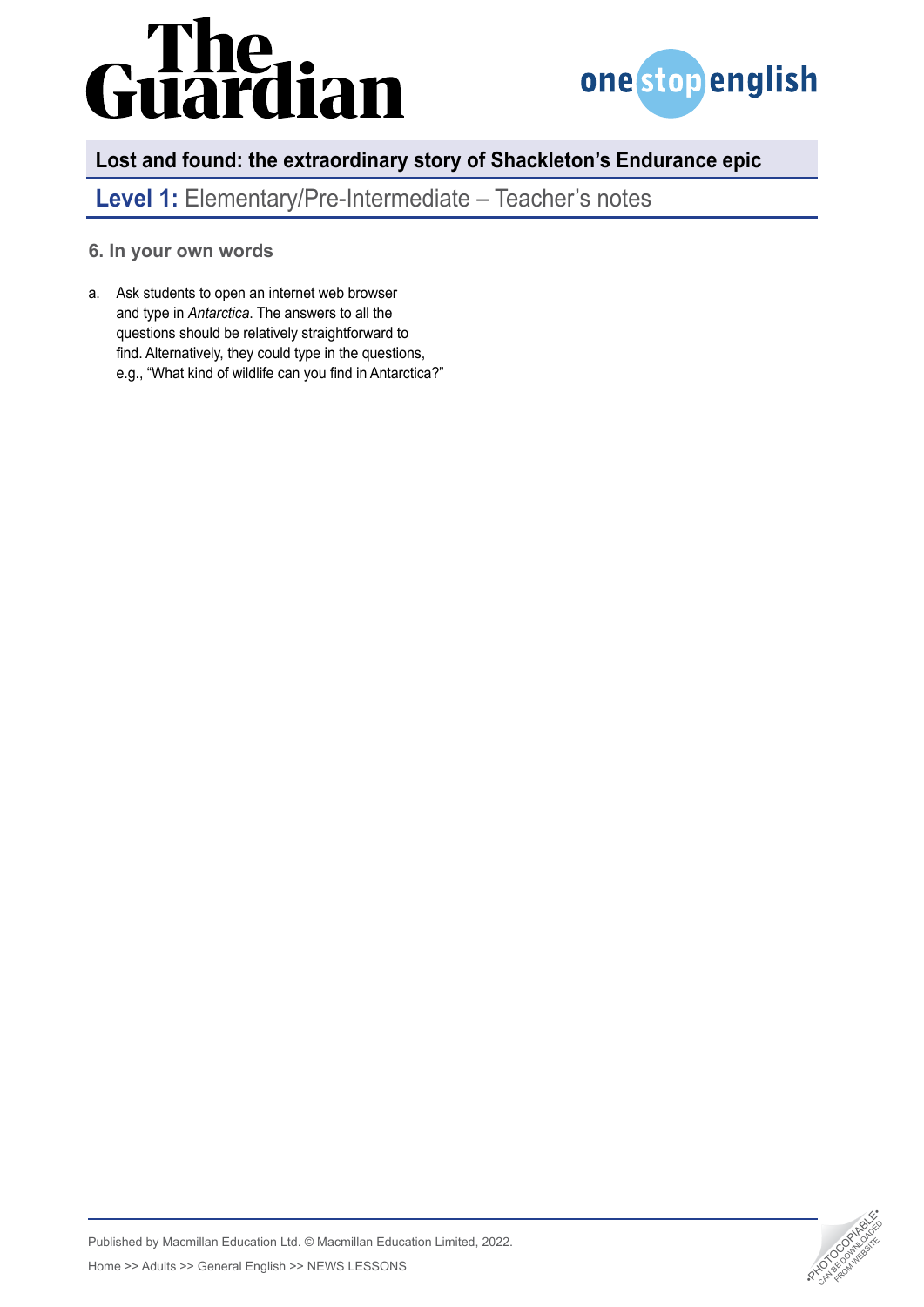## 6. In your own words

a. Ask students to open an internet web browser and type in *Antarctica*. The answers to all the questions should be relatively straightforward to find. Alternatively, they could type in the questions, e.g., "What kind of wildlife can you find in Antarctica?"